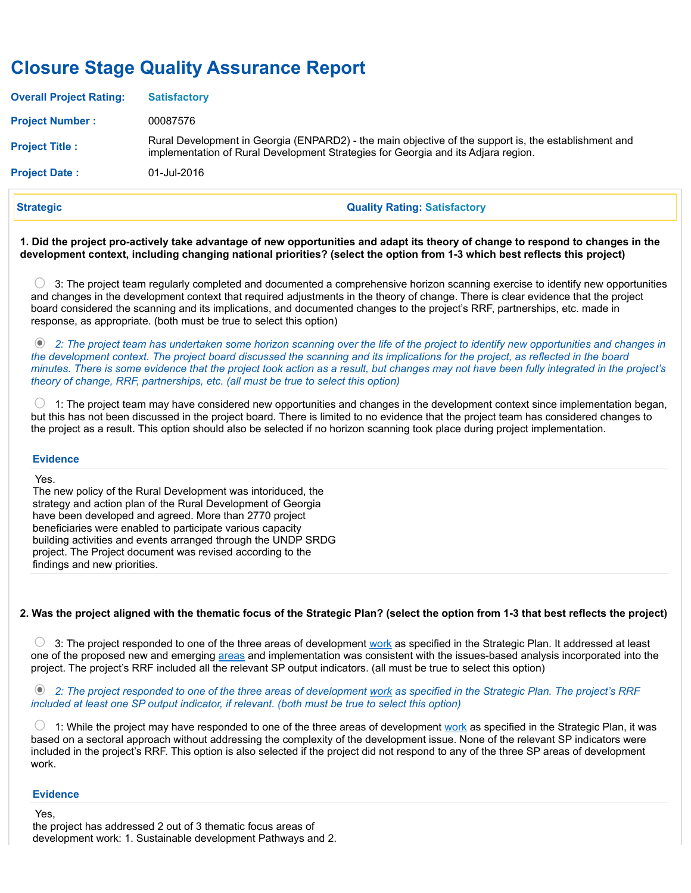# Closure Stage Quality Assurance Report

**Overall Project Rating:** Satisfactory

**Project Number :** 00087576

**Project Title :** Rural Development in Georgia (ENPARD2) - the main objective of the support is, the establishment and implementation of Rural Development Strategies for Georgia and its Adjara region.

**Project Date :** 01-Jul-2016

## Strategic — Quality Rating: Satisfactory

**1. Did the project pro-actively take advantage of new opportunities and adapt its theory of change to respond to changes in the development context, including changing national priorities? (select the option from 1-3 which best reflects this project)**

- ○ 3: The project team regularly completed and documented a comprehensive horizon scanning exercise to identify new opportunities and changes in the development context that required adjustments in the theory of change. There is clear evidence that the project board considered the scanning and its implications, and documented changes to the project's RRF, partnerships, etc. made in response, as appropriate. (both must be true to select this option)
- ◉ *2: The project team has undertaken some horizon scanning over the life of the project to identify new opportunities and changes in the development context. The project board discussed the scanning and its implications for the project, as reflected in the board minutes. There is some evidence that the project took action as a result, but changes may not have been fully integrated in the project's theory of change, RRF, partnerships, etc. (all must be true to select this option)*
- ○ 1: The project team may have considered new opportunities and changes in the development context since implementation began, but this has not been discussed in the project board. There is limited to no evidence that the project team has considered changes to the project as a result. This option should also be selected if no horizon scanning took place during project implementation.

**Evidence**

Yes.
The new policy of the Rural Development was intoriduced, the strategy and action plan of the Rural Development of Georgia have been developed and agreed. More than 2770 project beneficiaries were enabled to participate various capacity building activities and events arranged through the UNDP SRDG project. The Project document was revised according to the findings and new priorities.

**2. Was the project aligned with the thematic focus of the Strategic Plan? (select the option from 1-3 that best reflects the project)**

- ○ 3: The project responded to one of the three areas of development work as specified in the Strategic Plan. It addressed at least one of the proposed new and emerging areas and implementation was consistent with the issues-based analysis incorporated into the project. The project's RRF included all the relevant SP output indicators. (all must be true to select this option)
- ◉ *2: The project responded to one of the three areas of development work as specified in the Strategic Plan. The project's RRF included at least one SP output indicator, if relevant. (both must be true to select this option)*
- ○ 1: While the project may have responded to one of the three areas of development work as specified in the Strategic Plan, it was based on a sectoral approach without addressing the complexity of the development issue. None of the relevant SP indicators were included in the project's RRF. This option is also selected if the project did not respond to any of the three SP areas of development work.

**Evidence**

Yes,
the project has addressed 2 out of 3 thematic focus areas of development work: 1. Sustainable development Pathways and 2.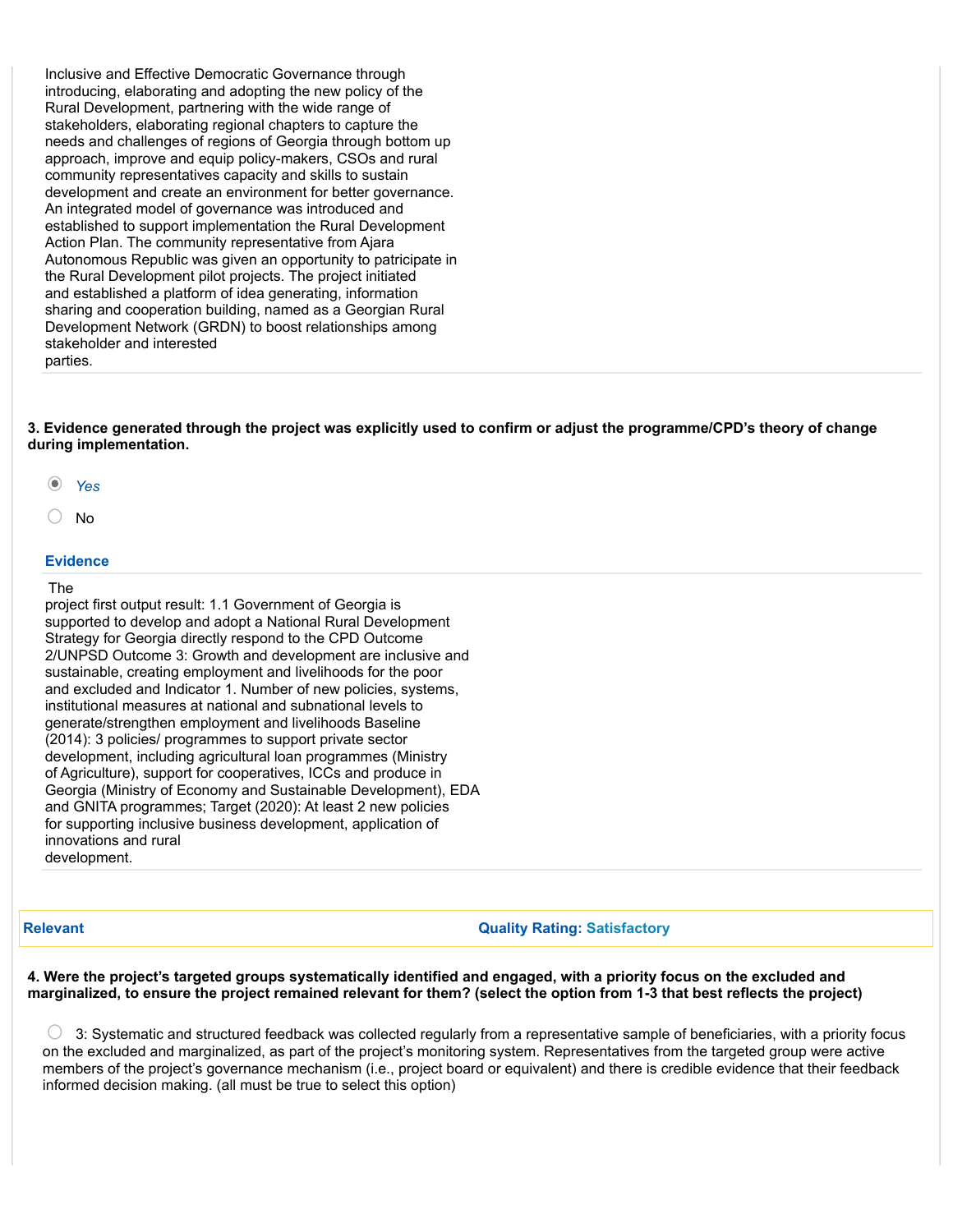Inclusive and Effective Democratic Governance through introducing, elaborating and adopting the new policy of the Rural Development, partnering with the wide range of stakeholders, elaborating regional chapters to capture the needs and challenges of regions of Georgia through bottom up approach, improve and equip policy-makers, CSOs and rural community representatives capacity and skills to sustain development and create an environment for better governance. An integrated model of governance was introduced and established to support implementation the Rural Development Action Plan. The community representative from Ajara Autonomous Republic was given an opportunity to patricipate in the Rural Development pilot projects. The project initiated and established a platform of idea generating, information sharing and cooperation building, named as a Georgian Rural Development Network (GRDN) to boost relationships among stakeholder and interested parties.

**3. Evidence generated through the project was explicitly used to confirm or adjust the programme/CPD's theory of change during implementation.**

- (●) *Yes*
- ( ) No

**Evidence**

The project first output result: 1.1 Government of Georgia is supported to develop and adopt a National Rural Development Strategy for Georgia directly respond to the CPD Outcome 2/UNPSD Outcome 3: Growth and development are inclusive and sustainable, creating employment and livelihoods for the poor and excluded and Indicator 1. Number of new policies, systems, institutional measures at national and subnational levels to generate/strengthen employment and livelihoods Baseline (2014): 3 policies/ programmes to support private sector development, including agricultural loan programmes (Ministry of Agriculture), support for cooperatives, ICCs and produce in Georgia (Ministry of Economy and Sustainable Development), EDA and GNITA programmes; Target (2020): At least 2 new policies for supporting inclusive business development, application of innovations and rural development.

| **Relevant** | **Quality Rating: Satisfactory** |
|---|---|

**4. Were the project's targeted groups systematically identified and engaged, with a priority focus on the excluded and marginalized, to ensure the project remained relevant for them? (select the option from 1-3 that best reflects the project)**

- ( ) 3: Systematic and structured feedback was collected regularly from a representative sample of beneficiaries, with a priority focus on the excluded and marginalized, as part of the project's monitoring system. Representatives from the targeted group were active members of the project's governance mechanism (i.e., project board or equivalent) and there is credible evidence that their feedback informed decision making. (all must be true to select this option)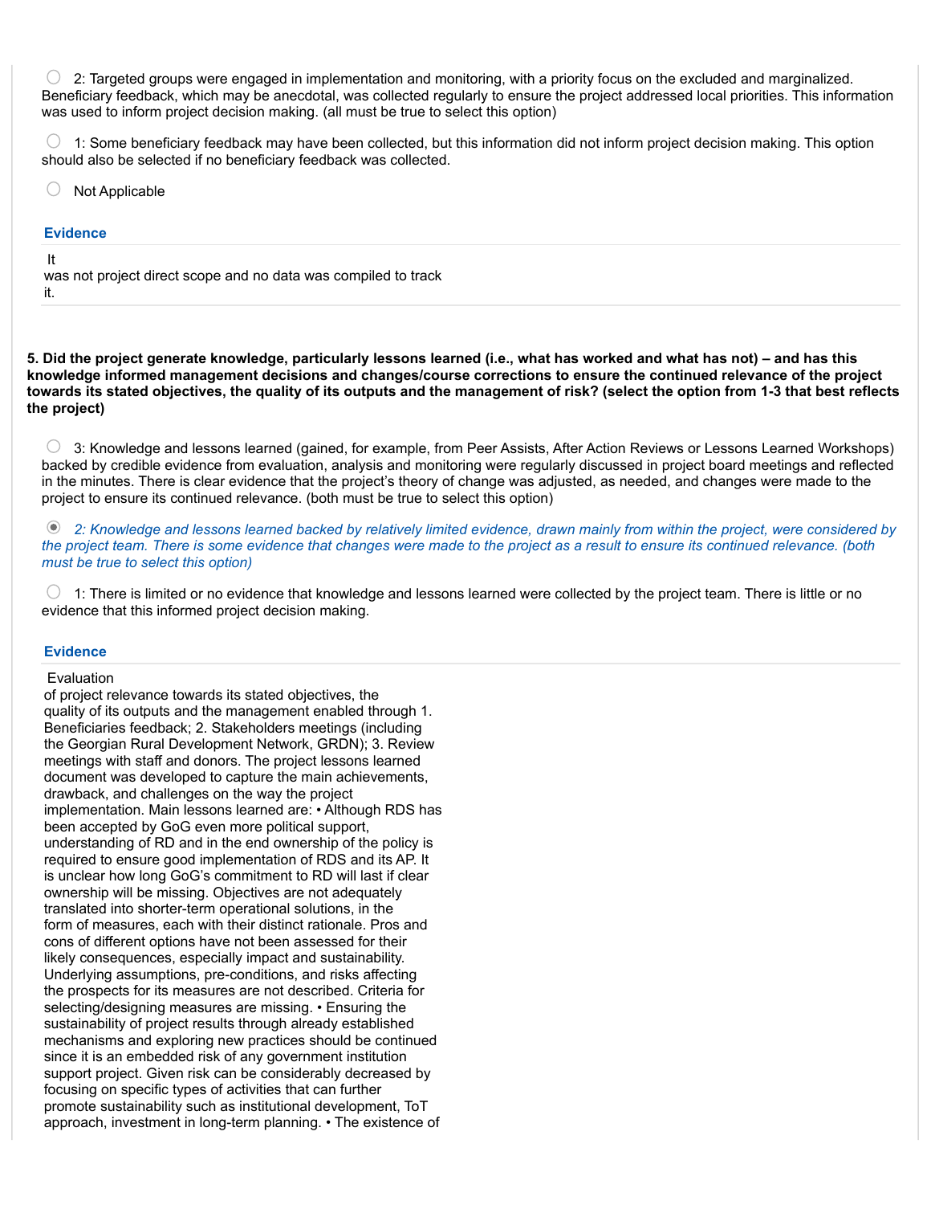- [ ] 2: Targeted groups were engaged in implementation and monitoring, with a priority focus on the excluded and marginalized. Beneficiary feedback, which may be anecdotal, was collected regularly to ensure the project addressed local priorities. This information was used to inform project decision making. (all must be true to select this option)

- [ ] 1: Some beneficiary feedback may have been collected, but this information did not inform project decision making. This option should also be selected if no beneficiary feedback was collected.

- [ ] Not Applicable

### Evidence

It was not project direct scope and no data was compiled to track it.

**5. Did the project generate knowledge, particularly lessons learned (i.e., what has worked and what has not) – and has this knowledge informed management decisions and changes/course corrections to ensure the continued relevance of the project towards its stated objectives, the quality of its outputs and the management of risk? (select the option from 1-3 that best reflects the project)**

- [ ] 3: Knowledge and lessons learned (gained, for example, from Peer Assists, After Action Reviews or Lessons Learned Workshops) backed by credible evidence from evaluation, analysis and monitoring were regularly discussed in project board meetings and reflected in the minutes. There is clear evidence that the project's theory of change was adjusted, as needed, and changes were made to the project to ensure its continued relevance. (both must be true to select this option)

- [x] *2: Knowledge and lessons learned backed by relatively limited evidence, drawn mainly from within the project, were considered by the project team. There is some evidence that changes were made to the project as a result to ensure its continued relevance. (both must be true to select this option)*

- [ ] 1: There is limited or no evidence that knowledge and lessons learned were collected by the project team. There is little or no evidence that this informed project decision making.

### Evidence

Evaluation of project relevance towards its stated objectives, the quality of its outputs and the management enabled through 1. Beneficiaries feedback; 2. Stakeholders meetings (including the Georgian Rural Development Network, GRDN); 3. Review meetings with staff and donors. The project lessons learned document was developed to capture the main achievements, drawback, and challenges on the way the project implementation. Main lessons learned are: • Although RDS has been accepted by GoG even more political support, understanding of RD and in the end ownership of the policy is required to ensure good implementation of RDS and its AP. It is unclear how long GoG's commitment to RD will last if clear ownership will be missing. Objectives are not adequately translated into shorter-term operational solutions, in the form of measures, each with their distinct rationale. Pros and cons of different options have not been assessed for their likely consequences, especially impact and sustainability. Underlying assumptions, pre-conditions, and risks affecting the prospects for its measures are not described. Criteria for selecting/designing measures are missing. • Ensuring the sustainability of project results through already established mechanisms and exploring new practices should be continued since it is an embedded risk of any government institution support project. Given risk can be considerably decreased by focusing on specific types of activities that can further promote sustainability such as institutional development, ToT approach, investment in long-term planning. • The existence of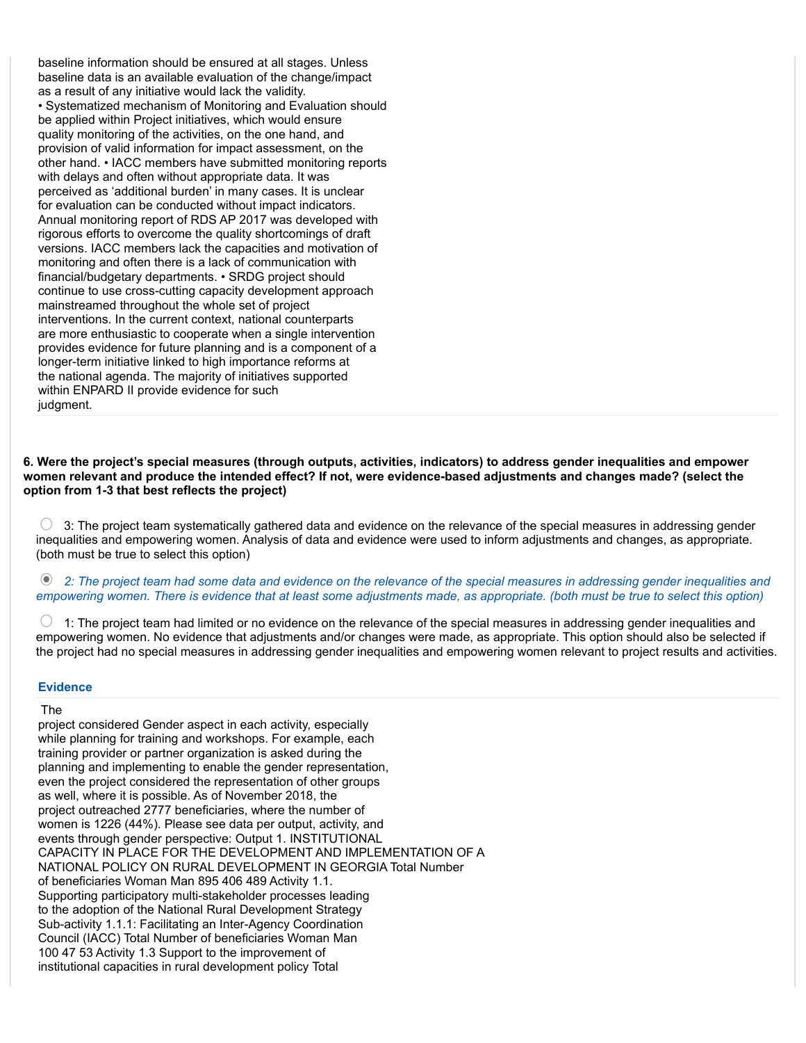baseline information should be ensured at all stages. Unless baseline data is an available evaluation of the change/impact as a result of any initiative would lack the validity.
• Systematized mechanism of Monitoring and Evaluation should be applied within Project initiatives, which would ensure quality monitoring of the activities, on the one hand, and provision of valid information for impact assessment, on the other hand. • IACC members have submitted monitoring reports with delays and often without appropriate data. It was perceived as 'additional burden' in many cases. It is unclear for evaluation can be conducted without impact indicators. Annual monitoring report of RDS AP 2017 was developed with rigorous efforts to overcome the quality shortcomings of draft versions. IACC members lack the capacities and motivation of monitoring and often there is a lack of communication with financial/budgetary departments. • SRDG project should continue to use cross-cutting capacity development approach mainstreamed throughout the whole set of project interventions. In the current context, national counterparts are more enthusiastic to cooperate when a single intervention provides evidence for future planning and is a component of a longer-term initiative linked to high importance reforms at the national agenda. The majority of initiatives supported within ENPARD II provide evidence for such judgment.

**6. Were the project's special measures (through outputs, activities, indicators) to address gender inequalities and empower women relevant and produce the intended effect? If not, were evidence-based adjustments and changes made? (select the option from 1-3 that best reflects the project)**

○ 3: The project team systematically gathered data and evidence on the relevance of the special measures in addressing gender inequalities and empowering women. Analysis of data and evidence were used to inform adjustments and changes, as appropriate. (both must be true to select this option)

◉ *2: The project team had some data and evidence on the relevance of the special measures in addressing gender inequalities and empowering women. There is evidence that at least some adjustments made, as appropriate. (both must be true to select this option)*

○ 1: The project team had limited or no evidence on the relevance of the special measures in addressing gender inequalities and empowering women. No evidence that adjustments and/or changes were made, as appropriate. This option should also be selected if the project had no special measures in addressing gender inequalities and empowering women relevant to project results and activities.

### Evidence

The project considered Gender aspect in each activity, especially while planning for training and workshops. For example, each training provider or partner organization is asked during the planning and implementing to enable the gender representation, even the project considered the representation of other groups as well, where it is possible. As of November 2018, the project outreached 2777 beneficiaries, where the number of women is 1226 (44%). Please see data per output, activity, and events through gender perspective: Output 1. INSTITUTIONAL CAPACITY IN PLACE FOR THE DEVELOPMENT AND IMPLEMENTATION OF A NATIONAL POLICY ON RURAL DEVELOPMENT IN GEORGIA Total Number of beneficiaries Woman Man 895 406 489 Activity 1.1. Supporting participatory multi-stakeholder processes leading to the adoption of the National Rural Development Strategy Sub-activity 1.1.1: Facilitating an Inter-Agency Coordination Council (IACC) Total Number of beneficiaries Woman Man 100 47 53 Activity 1.3 Support to the improvement of institutional capacities in rural development policy Total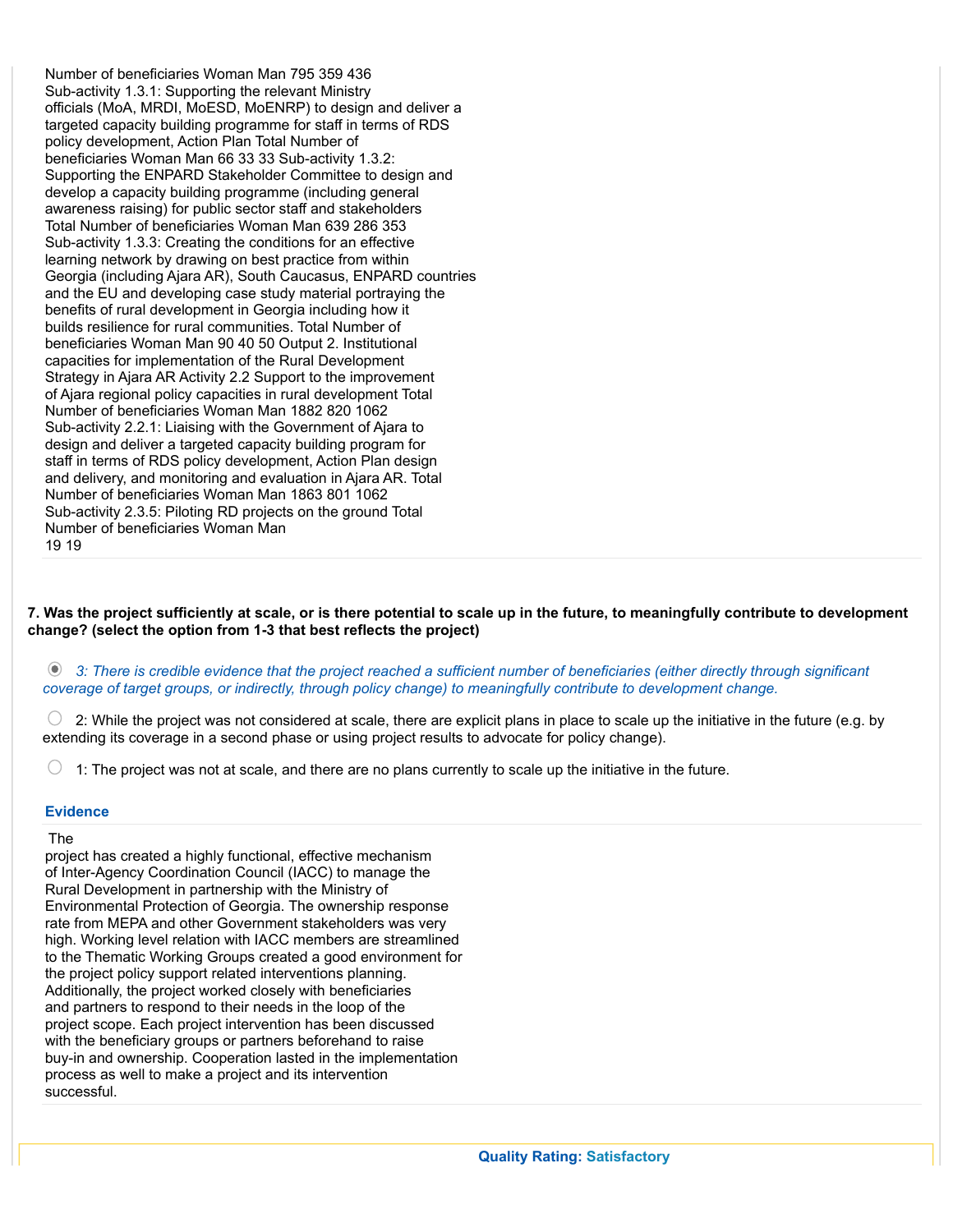Number of beneficiaries Woman Man 795 359 436
Sub-activity 1.3.1: Supporting the relevant Ministry officials (MoA, MRDI, MoESD, MoENRP) to design and deliver a targeted capacity building programme for staff in terms of RDS policy development, Action Plan Total Number of beneficiaries Woman Man 66 33 33 Sub-activity 1.3.2: Supporting the ENPARD Stakeholder Committee to design and develop a capacity building programme (including general awareness raising) for public sector staff and stakeholders Total Number of beneficiaries Woman Man 639 286 353 Sub-activity 1.3.3: Creating the conditions for an effective learning network by drawing on best practice from within Georgia (including Ajara AR), South Caucasus, ENPARD countries and the EU and developing case study material portraying the benefits of rural development in Georgia including how it builds resilience for rural communities. Total Number of beneficiaries Woman Man 90 40 50 Output 2. Institutional capacities for implementation of the Rural Development Strategy in Ajara AR Activity 2.2 Support to the improvement of Ajara regional policy capacities in rural development Total Number of beneficiaries Woman Man 1882 820 1062 Sub-activity 2.2.1: Liaising with the Government of Ajara to design and deliver a targeted capacity building program for staff in terms of RDS policy development, Action Plan design and delivery, and monitoring and evaluation in Ajara AR. Total Number of beneficiaries Woman Man 1863 801 1062 Sub-activity 2.3.5: Piloting RD projects on the ground Total Number of beneficiaries Woman Man
19 19

**7. Was the project sufficiently at scale, or is there potential to scale up in the future, to meaningfully contribute to development change? (select the option from 1-3 that best reflects the project)**

- (selected) *3: There is credible evidence that the project reached a sufficient number of beneficiaries (either directly through significant coverage of target groups, or indirectly, through policy change) to meaningfully contribute to development change.*
- 2: While the project was not considered at scale, there are explicit plans in place to scale up the initiative in the future (e.g. by extending its coverage in a second phase or using project results to advocate for policy change).
- 1: The project was not at scale, and there are no plans currently to scale up the initiative in the future.

**Evidence**

The project has created a highly functional, effective mechanism of Inter-Agency Coordination Council (IACC) to manage the Rural Development in partnership with the Ministry of Environmental Protection of Georgia. The ownership response rate from MEPA and other Government stakeholders was very high. Working level relation with IACC members are streamlined to the Thematic Working Groups created a good environment for the project policy support related interventions planning. Additionally, the project worked closely with beneficiaries and partners to respond to their needs in the loop of the project scope. Each project intervention has been discussed with the beneficiary groups or partners beforehand to raise buy-in and ownership. Cooperation lasted in the implementation process as well to make a project and its intervention successful.

**Quality Rating: Satisfactory**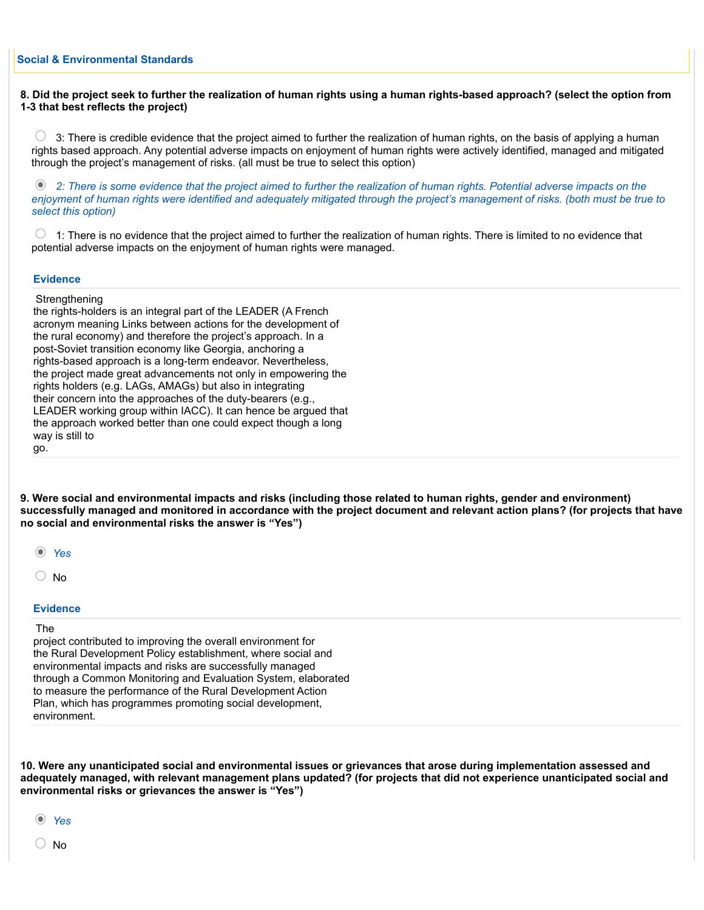### Social & Environmental Standards

**8. Did the project seek to further the realization of human rights using a human rights-based approach? (select the option from 1-3 that best reflects the project)**

- ○ 3: There is credible evidence that the project aimed to further the realization of human rights, on the basis of applying a human rights based approach. Any potential adverse impacts on enjoyment of human rights were actively identified, managed and mitigated through the project's management of risks. (all must be true to select this option)
- ◉ *2: There is some evidence that the project aimed to further the realization of human rights. Potential adverse impacts on the enjoyment of human rights were identified and adequately mitigated through the project's management of risks. (both must be true to select this option)*
- ○ 1: There is no evidence that the project aimed to further the realization of human rights. There is limited to no evidence that potential adverse impacts on the enjoyment of human rights were managed.

**Evidence**

Strengthening the rights-holders is an integral part of the LEADER (A French acronym meaning Links between actions for the development of the rural economy) and therefore the project's approach. In a post-Soviet transition economy like Georgia, anchoring a rights-based approach is a long-term endeavor. Nevertheless, the project made great advancements not only in empowering the rights holders (e.g. LAGs, AMAGs) but also in integrating their concern into the approaches of the duty-bearers (e.g., LEADER working group within IACC). It can hence be argued that the approach worked better than one could expect though a long way is still to go.

**9. Were social and environmental impacts and risks (including those related to human rights, gender and environment) successfully managed and monitored in accordance with the project document and relevant action plans? (for projects that have no social and environmental risks the answer is "Yes")**

- ◉ *Yes*
- ○ No

**Evidence**

The project contributed to improving the overall environment for the Rural Development Policy establishment, where social and environmental impacts and risks are successfully managed through a Common Monitoring and Evaluation System, elaborated to measure the performance of the Rural Development Action Plan, which has programmes promoting social development, environment.

**10. Were any unanticipated social and environmental issues or grievances that arose during implementation assessed and adequately managed, with relevant management plans updated? (for projects that did not experience unanticipated social and environmental risks or grievances the answer is "Yes")**

- ◉ *Yes*
- ○ No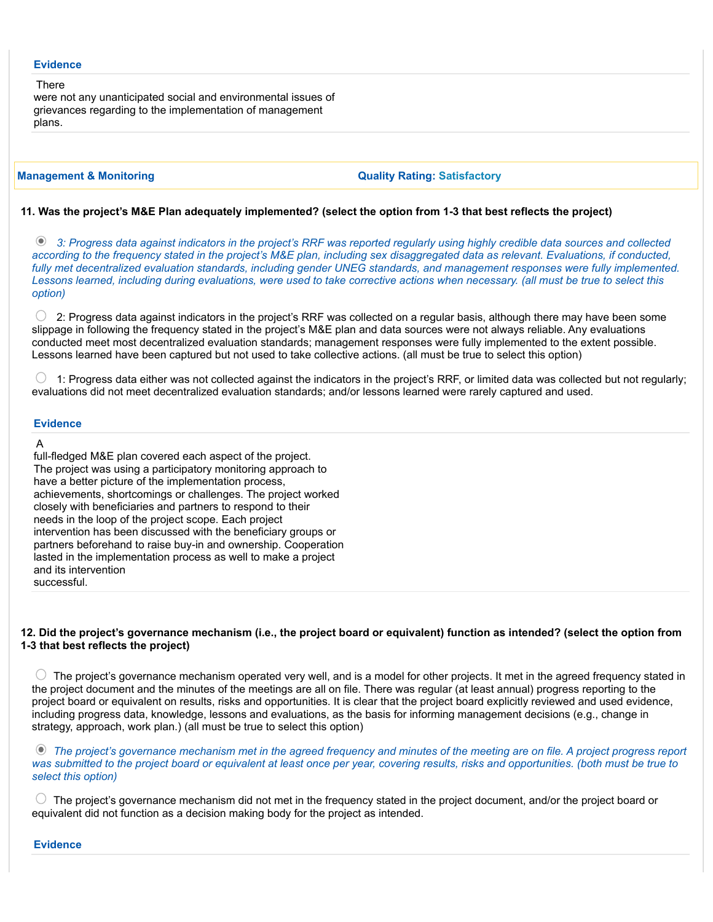**Evidence**

There were not any unanticipated social and environmental issues of grievances regarding to the implementation of management plans.

**Management & Monitoring** | **Quality Rating: Satisfactory**

**11. Was the project's M&E Plan adequately implemented? (select the option from 1-3 that best reflects the project)**

- (selected) *3: Progress data against indicators in the project's RRF was reported regularly using highly credible data sources and collected according to the frequency stated in the project's M&E plan, including sex disaggregated data as relevant. Evaluations, if conducted, fully met decentralized evaluation standards, including gender UNEG standards, and management responses were fully implemented. Lessons learned, including during evaluations, were used to take corrective actions when necessary. (all must be true to select this option)*
- 2: Progress data against indicators in the project's RRF was collected on a regular basis, although there may have been some slippage in following the frequency stated in the project's M&E plan and data sources were not always reliable. Any evaluations conducted meet most decentralized evaluation standards; management responses were fully implemented to the extent possible. Lessons learned have been captured but not used to take collective actions. (all must be true to select this option)
- 1: Progress data either was not collected against the indicators in the project's RRF, or limited data was collected but not regularly; evaluations did not meet decentralized evaluation standards; and/or lessons learned were rarely captured and used.

**Evidence**

A full-fledged M&E plan covered each aspect of the project. The project was using a participatory monitoring approach to have a better picture of the implementation process, achievements, shortcomings or challenges. The project worked closely with beneficiaries and partners to respond to their needs in the loop of the project scope. Each project intervention has been discussed with the beneficiary groups or partners beforehand to raise buy-in and ownership. Cooperation lasted in the implementation process as well to make a project and its intervention successful.

**12. Did the project's governance mechanism (i.e., the project board or equivalent) function as intended? (select the option from 1-3 that best reflects the project)**

- The project's governance mechanism operated very well, and is a model for other projects. It met in the agreed frequency stated in the project document and the minutes of the meetings are all on file. There was regular (at least annual) progress reporting to the project board or equivalent on results, risks and opportunities. It is clear that the project board explicitly reviewed and used evidence, including progress data, knowledge, lessons and evaluations, as the basis for informing management decisions (e.g., change in strategy, approach, work plan.) (all must be true to select this option)
- (selected) *The project's governance mechanism met in the agreed frequency and minutes of the meeting are on file. A project progress report was submitted to the project board or equivalent at least once per year, covering results, risks and opportunities. (both must be true to select this option)*
- The project's governance mechanism did not met in the frequency stated in the project document, and/or the project board or equivalent did not function as a decision making body for the project as intended.

**Evidence**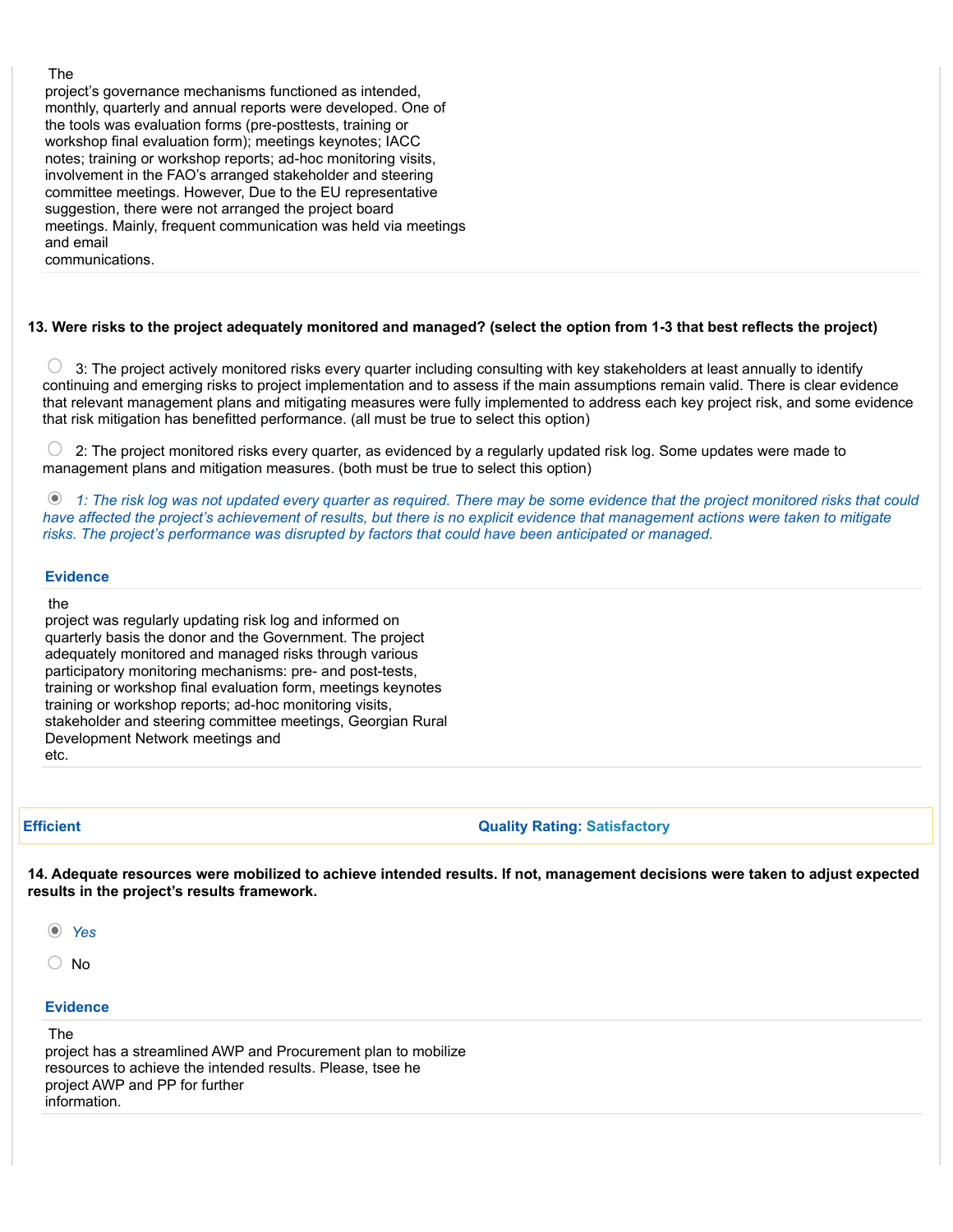The project's governance mechanisms functioned as intended, monthly, quarterly and annual reports were developed. One of the tools was evaluation forms (pre-posttests, training or workshop final evaluation form); meetings keynotes; IACC notes; training or workshop reports; ad-hoc monitoring visits, involvement in the FAO's arranged stakeholder and steering committee meetings. However, Due to the EU representative suggestion, there were not arranged the project board meetings. Mainly, frequent communication was held via meetings and email communications.

**13. Were risks to the project adequately monitored and managed? (select the option from 1-3 that best reflects the project)**

○ 3: The project actively monitored risks every quarter including consulting with key stakeholders at least annually to identify continuing and emerging risks to project implementation and to assess if the main assumptions remain valid. There is clear evidence that relevant management plans and mitigating measures were fully implemented to address each key project risk, and some evidence that risk mitigation has benefitted performance. (all must be true to select this option)

○ 2: The project monitored risks every quarter, as evidenced by a regularly updated risk log. Some updates were made to management plans and mitigation measures. (both must be true to select this option)

◉ *1: The risk log was not updated every quarter as required. There may be some evidence that the project monitored risks that could have affected the project's achievement of results, but there is no explicit evidence that management actions were taken to mitigate risks. The project's performance was disrupted by factors that could have been anticipated or managed.*

**Evidence**

the project was regularly updating risk log and informed on quarterly basis the donor and the Government. The project adequately monitored and managed risks through various participatory monitoring mechanisms: pre- and post-tests, training or workshop final evaluation form, meetings keynotes training or workshop reports; ad-hoc monitoring visits, stakeholder and steering committee meetings, Georgian Rural Development Network meetings and etc.

| **Efficient** | **Quality Rating: Satisfactory** |
|---|---|

**14. Adequate resources were mobilized to achieve intended results. If not, management decisions were taken to adjust expected results in the project's results framework.**

◉ *Yes*

○ No

**Evidence**

The project has a streamlined AWP and Procurement plan to mobilize resources to achieve the intended results. Please, tsee he project AWP and PP for further information.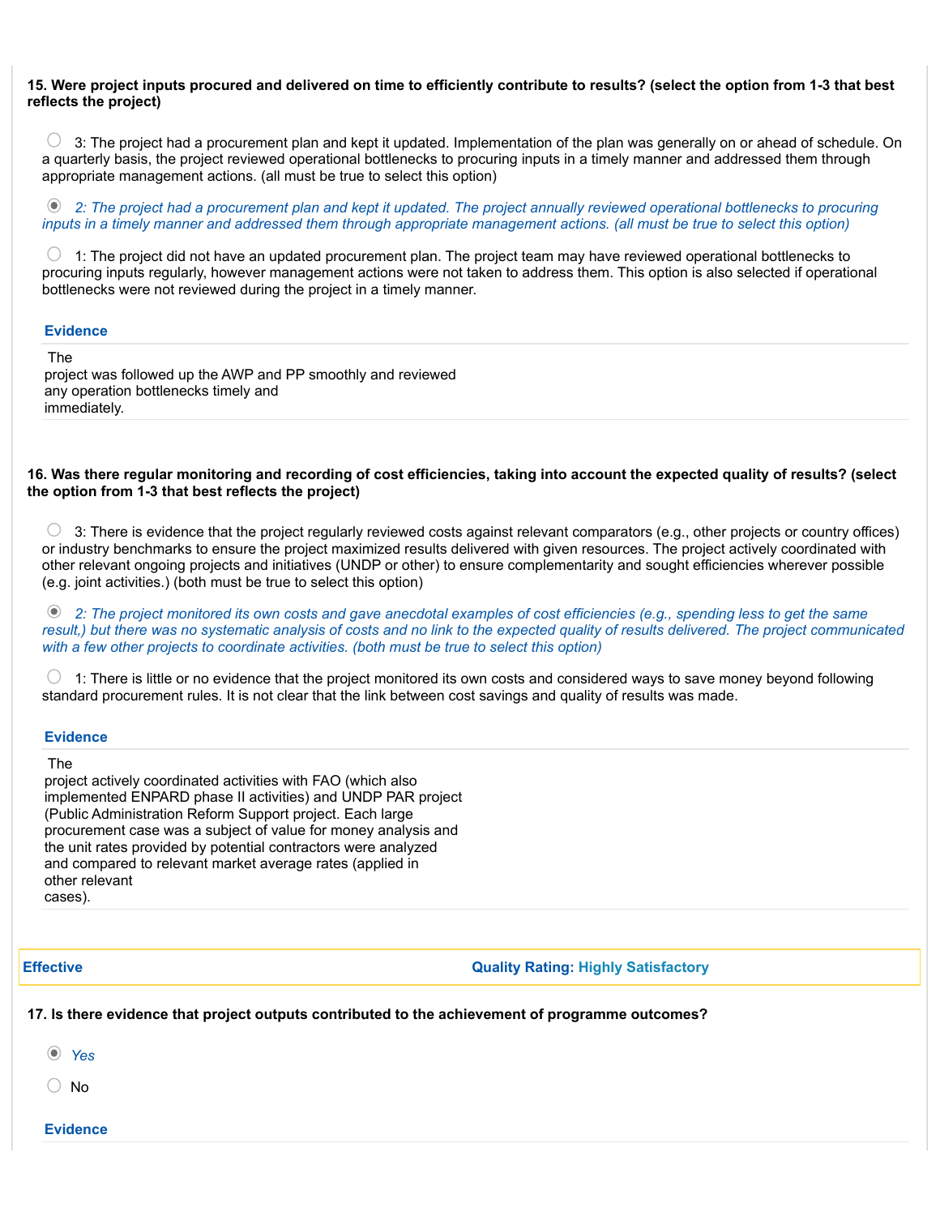**15. Were project inputs procured and delivered on time to efficiently contribute to results? (select the option from 1-3 that best reflects the project)**

○ 3: The project had a procurement plan and kept it updated. Implementation of the plan was generally on or ahead of schedule. On a quarterly basis, the project reviewed operational bottlenecks to procuring inputs in a timely manner and addressed them through appropriate management actions. (all must be true to select this option)

◉ *2: The project had a procurement plan and kept it updated. The project annually reviewed operational bottlenecks to procuring inputs in a timely manner and addressed them through appropriate management actions. (all must be true to select this option)*

○ 1: The project did not have an updated procurement plan. The project team may have reviewed operational bottlenecks to procuring inputs regularly, however management actions were not taken to address them. This option is also selected if operational bottlenecks were not reviewed during the project in a timely manner.

**Evidence**

The project was followed up the AWP and PP smoothly and reviewed any operation bottlenecks timely and immediately.

**16. Was there regular monitoring and recording of cost efficiencies, taking into account the expected quality of results? (select the option from 1-3 that best reflects the project)**

○ 3: There is evidence that the project regularly reviewed costs against relevant comparators (e.g., other projects or country offices) or industry benchmarks to ensure the project maximized results delivered with given resources. The project actively coordinated with other relevant ongoing projects and initiatives (UNDP or other) to ensure complementarity and sought efficiencies wherever possible (e.g. joint activities.) (both must be true to select this option)

◉ *2: The project monitored its own costs and gave anecdotal examples of cost efficiencies (e.g., spending less to get the same result,) but there was no systematic analysis of costs and no link to the expected quality of results delivered. The project communicated with a few other projects to coordinate activities. (both must be true to select this option)*

○ 1: There is little or no evidence that the project monitored its own costs and considered ways to save money beyond following standard procurement rules. It is not clear that the link between cost savings and quality of results was made.

**Evidence**

The project actively coordinated activities with FAO (which also implemented ENPARD phase II activities) and UNDP PAR project (Public Administration Reform Support project. Each large procurement case was a subject of value for money analysis and the unit rates provided by potential contractors were analyzed and compared to relevant market average rates (applied in other relevant cases).

| **Effective** | **Quality Rating: Highly Satisfactory** |
|---|---|

**17. Is there evidence that project outputs contributed to the achievement of programme outcomes?**

◉ *Yes*

○ No

**Evidence**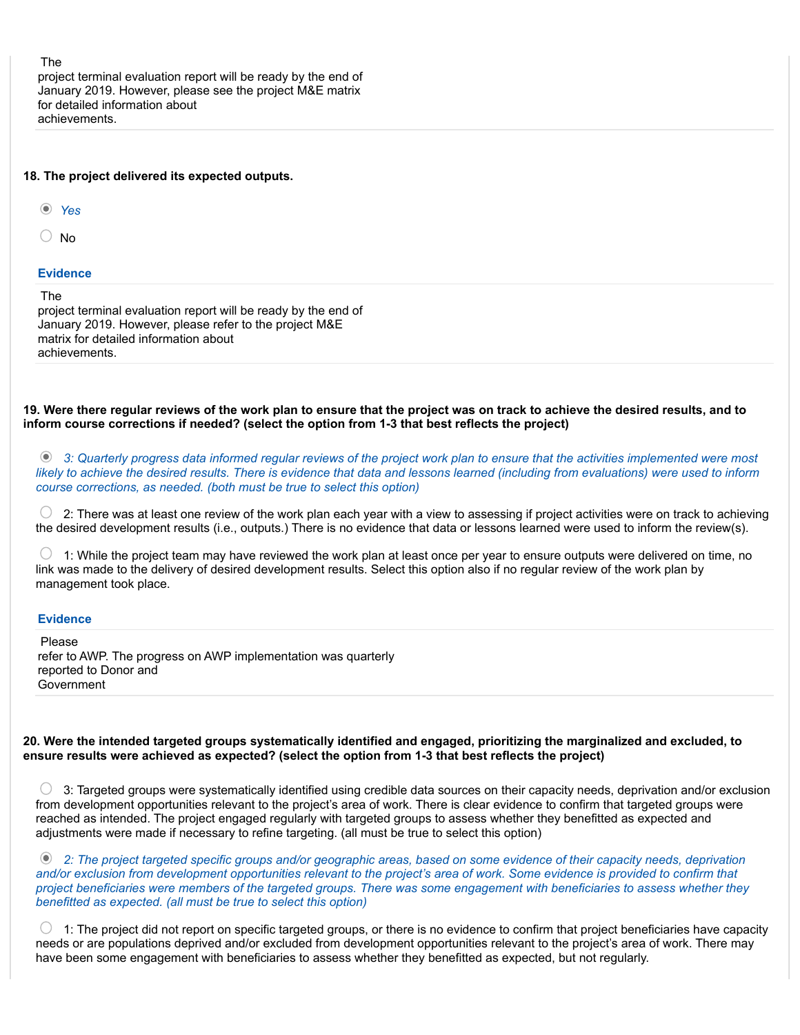The project terminal evaluation report will be ready by the end of January 2019. However, please see the project M&E matrix for detailed information about achievements.

**18. The project delivered its expected outputs.**

- (●) *Yes*
- ( ) No

**Evidence**

The project terminal evaluation report will be ready by the end of January 2019. However, please refer to the project M&E matrix for detailed information about achievements.

**19. Were there regular reviews of the work plan to ensure that the project was on track to achieve the desired results, and to inform course corrections if needed? (select the option from 1-3 that best reflects the project)**

- (●) *3: Quarterly progress data informed regular reviews of the project work plan to ensure that the activities implemented were most likely to achieve the desired results. There is evidence that data and lessons learned (including from evaluations) were used to inform course corrections, as needed. (both must be true to select this option)*
- ( ) 2: There was at least one review of the work plan each year with a view to assessing if project activities were on track to achieving the desired development results (i.e., outputs.) There is no evidence that data or lessons learned were used to inform the review(s).
- ( ) 1: While the project team may have reviewed the work plan at least once per year to ensure outputs were delivered on time, no link was made to the delivery of desired development results. Select this option also if no regular review of the work plan by management took place.

**Evidence**

Please refer to AWP. The progress on AWP implementation was quarterly reported to Donor and Government

**20. Were the intended targeted groups systematically identified and engaged, prioritizing the marginalized and excluded, to ensure results were achieved as expected? (select the option from 1-3 that best reflects the project)**

- ( ) 3: Targeted groups were systematically identified using credible data sources on their capacity needs, deprivation and/or exclusion from development opportunities relevant to the project's area of work. There is clear evidence to confirm that targeted groups were reached as intended. The project engaged regularly with targeted groups to assess whether they benefitted as expected and adjustments were made if necessary to refine targeting. (all must be true to select this option)
- (●) *2: The project targeted specific groups and/or geographic areas, based on some evidence of their capacity needs, deprivation and/or exclusion from development opportunities relevant to the project's area of work. Some evidence is provided to confirm that project beneficiaries were members of the targeted groups. There was some engagement with beneficiaries to assess whether they benefitted as expected. (all must be true to select this option)*
- ( ) 1: The project did not report on specific targeted groups, or there is no evidence to confirm that project beneficiaries have capacity needs or are populations deprived and/or excluded from development opportunities relevant to the project's area of work. There may have been some engagement with beneficiaries to assess whether they benefitted as expected, but not regularly.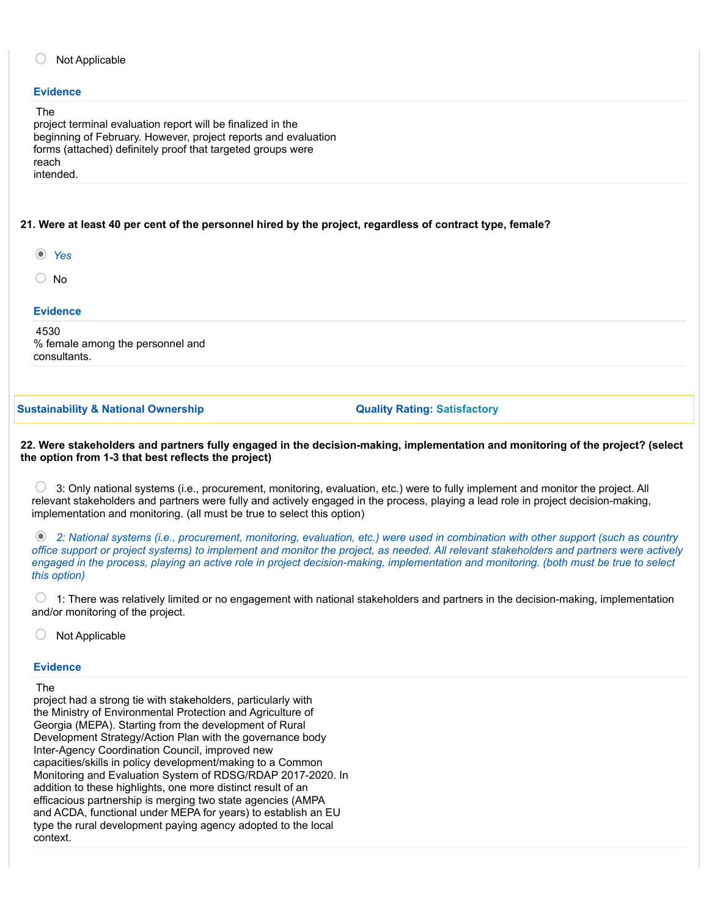- ○ Not Applicable

**Evidence**

The project terminal evaluation report will be finalized in the beginning of February. However, project reports and evaluation forms (attached) definitely proof that targeted groups were reach intended.

**21. Were at least 40 per cent of the personnel hired by the project, regardless of contract type, female?**

- ◉ *Yes*
- ○ No

**Evidence**

4530 % female among the personnel and consultants.

| **Sustainability & National Ownership** | **Quality Rating: Satisfactory** |
|---|---|

**22. Were stakeholders and partners fully engaged in the decision-making, implementation and monitoring of the project? (select the option from 1-3 that best reflects the project)**

- ○ 3: Only national systems (i.e., procurement, monitoring, evaluation, etc.) were to fully implement and monitor the project. All relevant stakeholders and partners were fully and actively engaged in the process, playing a lead role in project decision-making, implementation and monitoring. (all must be true to select this option)
- ◉ *2: National systems (i.e., procurement, monitoring, evaluation, etc.) were used in combination with other support (such as country office support or project systems) to implement and monitor the project, as needed. All relevant stakeholders and partners were actively engaged in the process, playing an active role in project decision-making, implementation and monitoring. (both must be true to select this option)*
- ○ 1: There was relatively limited or no engagement with national stakeholders and partners in the decision-making, implementation and/or monitoring of the project.
- ○ Not Applicable

**Evidence**

The project had a strong tie with stakeholders, particularly with the Ministry of Environmental Protection and Agriculture of Georgia (MEPA). Starting from the development of Rural Development Strategy/Action Plan with the governance body Inter-Agency Coordination Council, improved new capacities/skills in policy development/making to a Common Monitoring and Evaluation System of RDSG/RDAP 2017-2020. In addition to these highlights, one more distinct result of an efficacious partnership is merging two state agencies (AMPA and ACDA, functional under MEPA for years) to establish an EU type the rural development paying agency adopted to the local context.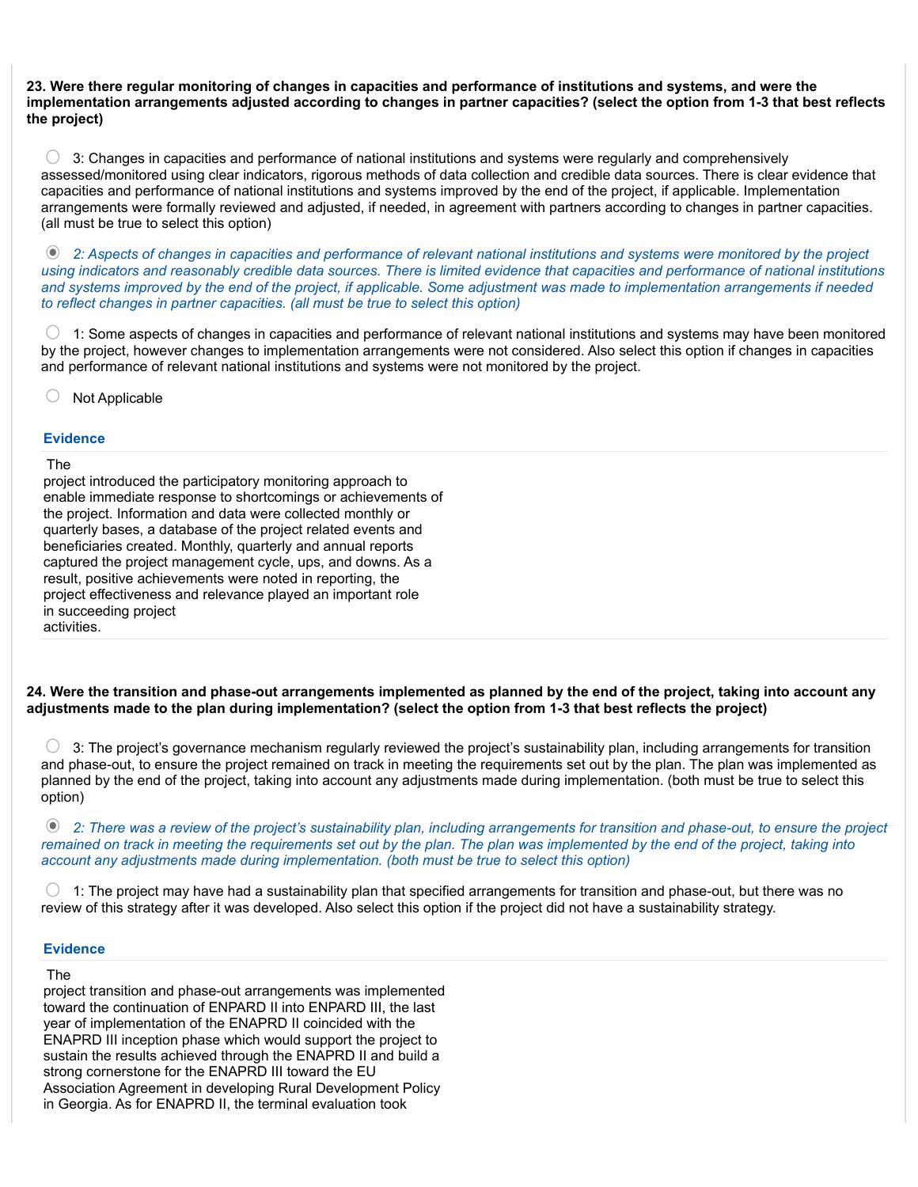**23. Were there regular monitoring of changes in capacities and performance of institutions and systems, and were the implementation arrangements adjusted according to changes in partner capacities? (select the option from 1-3 that best reflects the project)**

- ○ 3: Changes in capacities and performance of national institutions and systems were regularly and comprehensively assessed/monitored using clear indicators, rigorous methods of data collection and credible data sources. There is clear evidence that capacities and performance of national institutions and systems improved by the end of the project, if applicable. Implementation arrangements were formally reviewed and adjusted, if needed, in agreement with partners according to changes in partner capacities. (all must be true to select this option)
- ◉ *2: Aspects of changes in capacities and performance of relevant national institutions and systems were monitored by the project using indicators and reasonably credible data sources. There is limited evidence that capacities and performance of national institutions and systems improved by the end of the project, if applicable. Some adjustment was made to implementation arrangements if needed to reflect changes in partner capacities. (all must be true to select this option)*
- ○ 1: Some aspects of changes in capacities and performance of relevant national institutions and systems may have been monitored by the project, however changes to implementation arrangements were not considered. Also select this option if changes in capacities and performance of relevant national institutions and systems were not monitored by the project.
- ○ Not Applicable

**Evidence**

The project introduced the participatory monitoring approach to enable immediate response to shortcomings or achievements of the project. Information and data were collected monthly or quarterly bases, a database of the project related events and beneficiaries created. Monthly, quarterly and annual reports captured the project management cycle, ups, and downs. As a result, positive achievements were noted in reporting, the project effectiveness and relevance played an important role in succeeding project activities.

**24. Were the transition and phase-out arrangements implemented as planned by the end of the project, taking into account any adjustments made to the plan during implementation? (select the option from 1-3 that best reflects the project)**

- ○ 3: The project's governance mechanism regularly reviewed the project's sustainability plan, including arrangements for transition and phase-out, to ensure the project remained on track in meeting the requirements set out by the plan. The plan was implemented as planned by the end of the project, taking into account any adjustments made during implementation. (both must be true to select this option)
- ◉ *2: There was a review of the project's sustainability plan, including arrangements for transition and phase-out, to ensure the project remained on track in meeting the requirements set out by the plan. The plan was implemented by the end of the project, taking into account any adjustments made during implementation. (both must be true to select this option)*
- ○ 1: The project may have had a sustainability plan that specified arrangements for transition and phase-out, but there was no review of this strategy after it was developed. Also select this option if the project did not have a sustainability strategy.

**Evidence**

The project transition and phase-out arrangements was implemented toward the continuation of ENPARD II into ENPARD III, the last year of implementation of the ENAPRD II coincided with the ENAPRD III inception phase which would support the project to sustain the results achieved through the ENAPRD II and build a strong cornerstone for the ENAPRD III toward the EU Association Agreement in developing Rural Development Policy in Georgia. As for ENAPRD II, the terminal evaluation took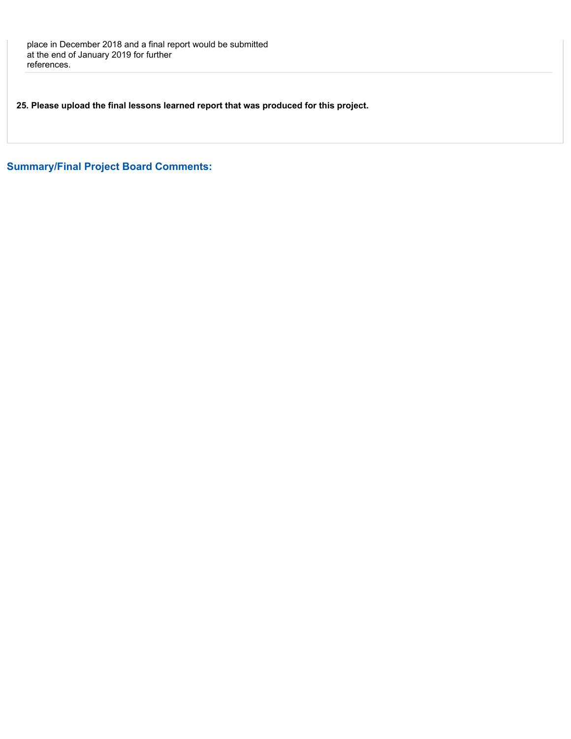place in December 2018 and a final report would be submitted at the end of January 2019 for further references.

**25. Please upload the final lessons learned report that was produced for this project.**

## Summary/Final Project Board Comments: